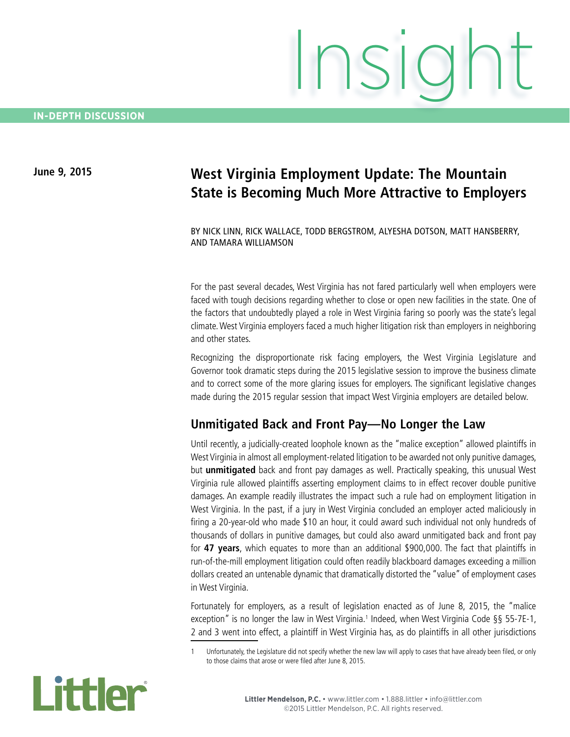# Insight

**IN-DEPTH DISCUSSION**

**June 9, 2015**

## West Virginia Employment Update: The Mountain State is Becoming Much More Attractive to Employers

BY NICK LINN, RICK WALLACE, TODD BERGSTROM, ALYESHA DOTSON, MATT HANSBERRY, AND TAMARA WILLIAMSON

For the past several decades, West Virginia has not fared particularly well when employers were faced with tough decisions regarding whether to close or open new facilities in the state. One of the factors that undoubtedly played a role in West Virginia faring so poorly was the state's legal climate. West Virginia employers faced a much higher litigation risk than employers in neighboring and other states.

Recognizing the disproportionate risk facing employers, the West Virginia Legislature and Governor took dramatic steps during the 2015 legislative session to improve the business climate and to correct some of the more glaring issues for employers. The significant legislative changes made during the 2015 regular session that impact West Virginia employers are detailed below.

### Unmitigated Back and Front Pay—No Longer the Law

Until recently, a judicially-created loophole known as the "malice exception" allowed plaintiffs in West Virginia in almost all employment-related litigation to be awarded not only punitive damages, but **unmitigated** back and front pay damages as well. Practically speaking, this unusual West Virginia rule allowed plaintiffs asserting employment claims to in effect recover double punitive damages. An example readily illustrates the impact such a rule had on employment litigation in West Virginia. In the past, if a jury in West Virginia concluded an employer acted maliciously in firing a 20-year-old who made $10 an hour, it could award such individual not only hundreds of thousands of dollars in punitive damages, but could also award unmitigated back and front pay for **47 years**, which equates to more than an additional $900,000. The fact that plaintiffs in run-of-the-mill employment litigation could often readily blackboard damages exceeding a million dollars created an untenable dynamic that dramatically distorted the "value" of employment cases in West Virginia.

Fortunately for employers, as a result of legislation enacted as of June 8, 2015, the "malice exception" is no longer the law in West Virginia.[1] Indeed, when West Virginia Code §§ 55-7E-1, 2 and 3 went into effect, a plaintiff in West Virginia has, as do plaintiffs in all other jurisdictions

1 Unfortunately, the Legislature did not specify whether the new law will apply to cases that have already been filed, or only to those claims that arose or were filed after June 8, 2015.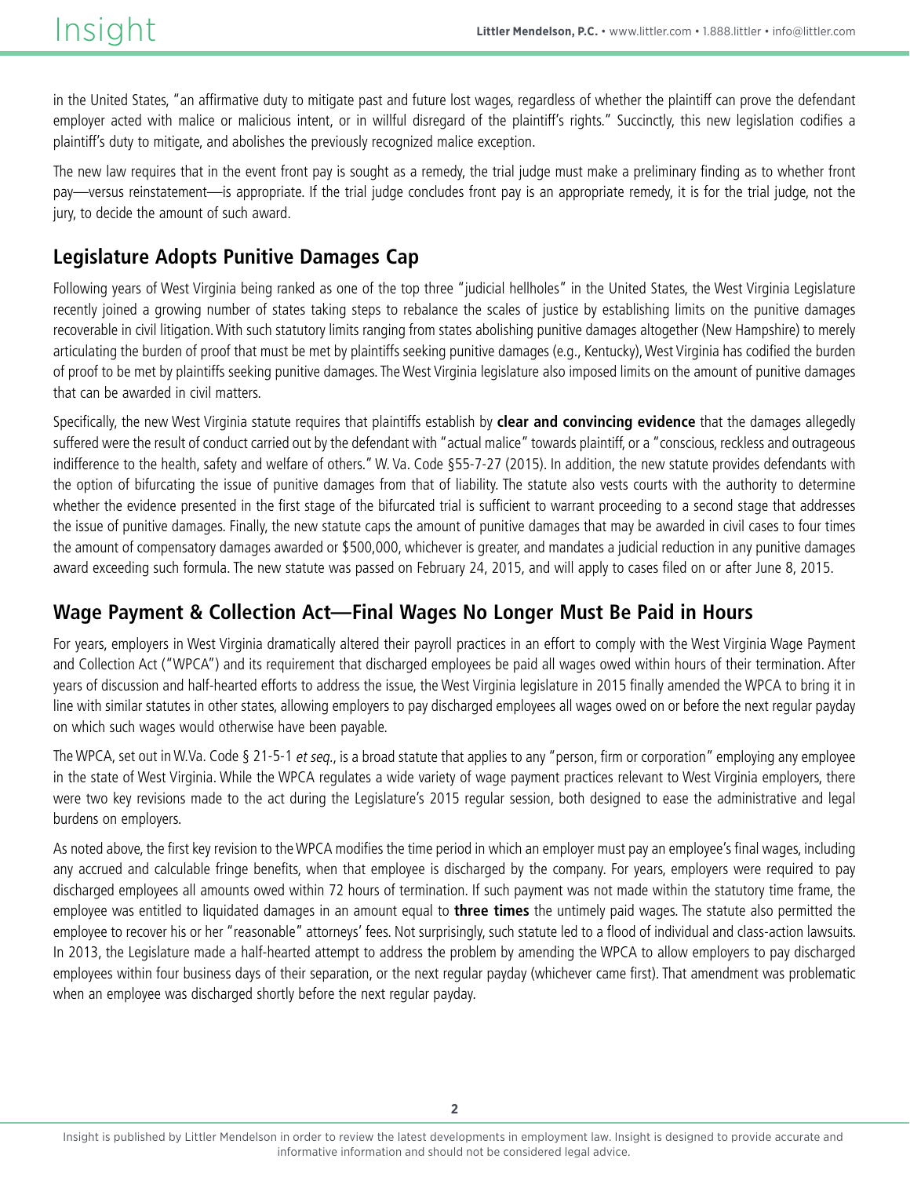in the United States, "an affirmative duty to mitigate past and future lost wages, regardless of whether the plaintiff can prove the defendant employer acted with malice or malicious intent, or in willful disregard of the plaintiff's rights." Succinctly, this new legislation codifies a plaintiff's duty to mitigate, and abolishes the previously recognized malice exception.

The new law requires that in the event front pay is sought as a remedy, the trial judge must make a preliminary finding as to whether front pay—versus reinstatement—is appropriate. If the trial judge concludes front pay is an appropriate remedy, it is for the trial judge, not the jury, to decide the amount of such award.

## Legislature Adopts Punitive Damages Cap

Following years of West Virginia being ranked as one of the top three "judicial hellholes" in the United States, the West Virginia Legislature recently joined a growing number of states taking steps to rebalance the scales of justice by establishing limits on the punitive damages recoverable in civil litigation. With such statutory limits ranging from states abolishing punitive damages altogether (New Hampshire) to merely articulating the burden of proof that must be met by plaintiffs seeking punitive damages (e.g., Kentucky), West Virginia has codified the burden of proof to be met by plaintiffs seeking punitive damages. The West Virginia legislature also imposed limits on the amount of punitive damages that can be awarded in civil matters.

Specifically, the new West Virginia statute requires that plaintiffs establish by **clear and convincing evidence** that the damages allegedly suffered were the result of conduct carried out by the defendant with "actual malice" towards plaintiff, or a "conscious, reckless and outrageous indifference to the health, safety and welfare of others." W. Va. Code §55-7-27 (2015). In addition, the new statute provides defendants with the option of bifurcating the issue of punitive damages from that of liability. The statute also vests courts with the authority to determine whether the evidence presented in the first stage of the bifurcated trial is sufficient to warrant proceeding to a second stage that addresses the issue of punitive damages. Finally, the new statute caps the amount of punitive damages that may be awarded in civil cases to four times the amount of compensatory damages awarded or $500,000, whichever is greater, and mandates a judicial reduction in any punitive damages award exceeding such formula. The new statute was passed on February 24, 2015, and will apply to cases filed on or after June 8, 2015.

## Wage Payment & Collection Act—Final Wages No Longer Must Be Paid in Hours

For years, employers in West Virginia dramatically altered their payroll practices in an effort to comply with the West Virginia Wage Payment and Collection Act ("WPCA") and its requirement that discharged employees be paid all wages owed within hours of their termination. After years of discussion and half-hearted efforts to address the issue, the West Virginia legislature in 2015 finally amended the WPCA to bring it in line with similar statutes in other states, allowing employers to pay discharged employees all wages owed on or before the next regular payday on which such wages would otherwise have been payable.

The WPCA, set out in W.Va. Code § 21-5-1 *et seq.*, is a broad statute that applies to any "person, firm or corporation" employing any employee in the state of West Virginia. While the WPCA regulates a wide variety of wage payment practices relevant to West Virginia employers, there were two key revisions made to the act during the Legislature's 2015 regular session, both designed to ease the administrative and legal burdens on employers.

As noted above, the first key revision to the WPCA modifies the time period in which an employer must pay an employee's final wages, including any accrued and calculable fringe benefits, when that employee is discharged by the company. For years, employers were required to pay discharged employees all amounts owed within 72 hours of termination. If such payment was not made within the statutory time frame, the employee was entitled to liquidated damages in an amount equal to **three times** the untimely paid wages. The statute also permitted the employee to recover his or her "reasonable" attorneys' fees. Not surprisingly, such statute led to a flood of individual and class-action lawsuits. In 2013, the Legislature made a half-hearted attempt to address the problem by amending the WPCA to allow employers to pay discharged employees within four business days of their separation, or the next regular payday (whichever came first). That amendment was problematic when an employee was discharged shortly before the next regular payday.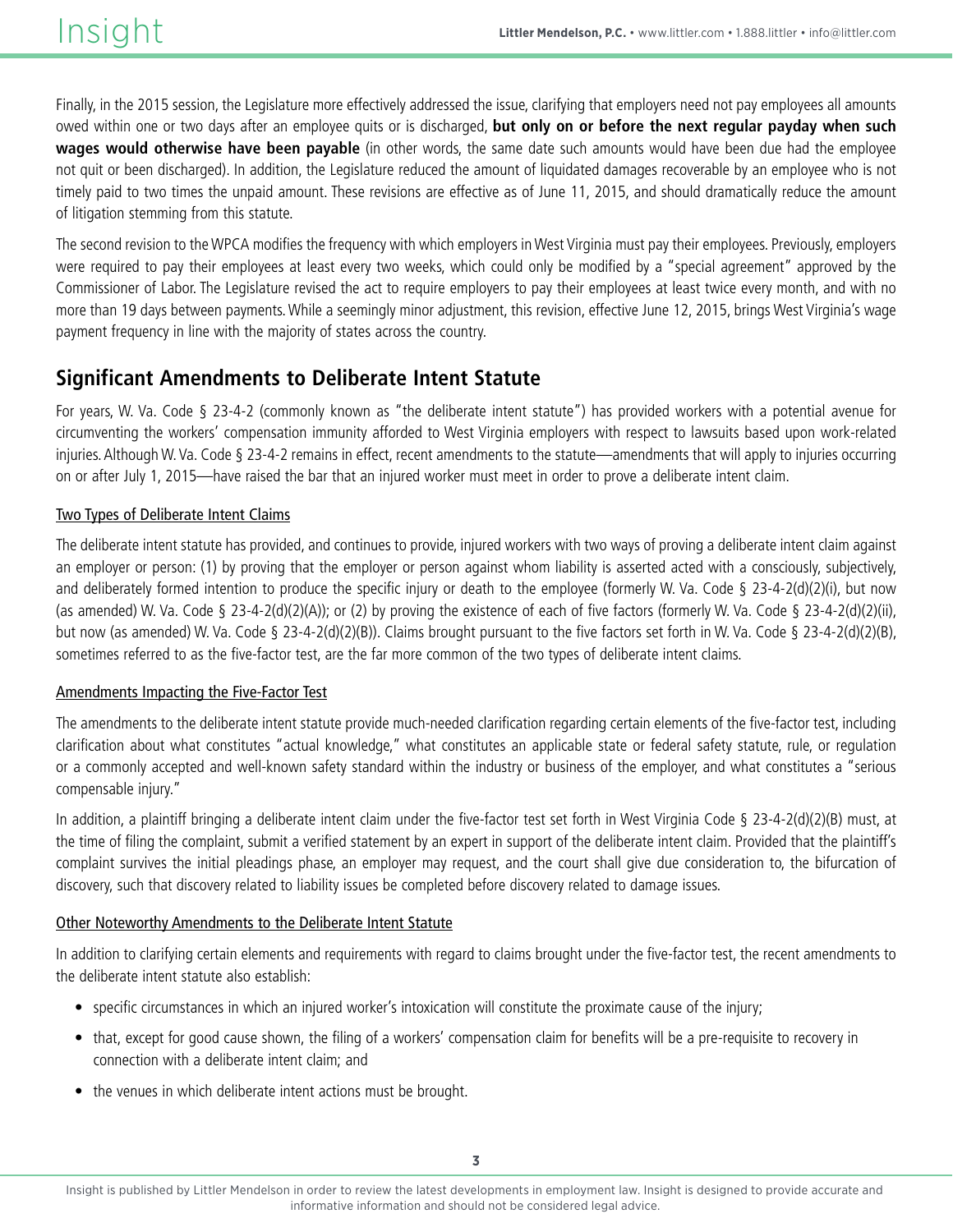Finally, in the 2015 session, the Legislature more effectively addressed the issue, clarifying that employers need not pay employees all amounts owed within one or two days after an employee quits or is discharged, **but only on or before the next regular payday when such wages would otherwise have been payable** (in other words, the same date such amounts would have been due had the employee not quit or been discharged). In addition, the Legislature reduced the amount of liquidated damages recoverable by an employee who is not timely paid to two times the unpaid amount. These revisions are effective as of June 11, 2015, and should dramatically reduce the amount of litigation stemming from this statute.

The second revision to the WPCA modifies the frequency with which employers in West Virginia must pay their employees. Previously, employers were required to pay their employees at least every two weeks, which could only be modified by a "special agreement" approved by the Commissioner of Labor. The Legislature revised the act to require employers to pay their employees at least twice every month, and with no more than 19 days between payments. While a seemingly minor adjustment, this revision, effective June 12, 2015, brings West Virginia's wage payment frequency in line with the majority of states across the country.

## Significant Amendments to Deliberate Intent Statute

For years, W. Va. Code § 23-4-2 (commonly known as "the deliberate intent statute") has provided workers with a potential avenue for circumventing the workers' compensation immunity afforded to West Virginia employers with respect to lawsuits based upon work-related injuries. Although W. Va. Code § 23-4-2 remains in effect, recent amendments to the statute—amendments that will apply to injuries occurring on or after July 1, 2015—have raised the bar that an injured worker must meet in order to prove a deliberate intent claim.

### Two Types of Deliberate Intent Claims

The deliberate intent statute has provided, and continues to provide, injured workers with two ways of proving a deliberate intent claim against an employer or person: (1) by proving that the employer or person against whom liability is asserted acted with a consciously, subjectively, and deliberately formed intention to produce the specific injury or death to the employee (formerly W. Va. Code § 23-4-2(d)(2)(i), but now (as amended) W. Va. Code § 23-4-2(d)(2)(A)); or (2) by proving the existence of each of five factors (formerly W. Va. Code § 23-4-2(d)(2)(ii), but now (as amended) W. Va. Code § 23-4-2(d)(2)(B)). Claims brought pursuant to the five factors set forth in W. Va. Code § 23-4-2(d)(2)(B), sometimes referred to as the five-factor test, are the far more common of the two types of deliberate intent claims.

### Amendments Impacting the Five-Factor Test

The amendments to the deliberate intent statute provide much-needed clarification regarding certain elements of the five-factor test, including clarification about what constitutes "actual knowledge," what constitutes an applicable state or federal safety statute, rule, or regulation or a commonly accepted and well-known safety standard within the industry or business of the employer, and what constitutes a "serious compensable injury."

In addition, a plaintiff bringing a deliberate intent claim under the five-factor test set forth in West Virginia Code § 23-4-2(d)(2)(B) must, at the time of filing the complaint, submit a verified statement by an expert in support of the deliberate intent claim. Provided that the plaintiff's complaint survives the initial pleadings phase, an employer may request, and the court shall give due consideration to, the bifurcation of discovery, such that discovery related to liability issues be completed before discovery related to damage issues.

### Other Noteworthy Amendments to the Deliberate Intent Statute

In addition to clarifying certain elements and requirements with regard to claims brought under the five-factor test, the recent amendments to the deliberate intent statute also establish:

- specific circumstances in which an injured worker's intoxication will constitute the proximate cause of the injury;
- that, except for good cause shown, the filing of a workers' compensation claim for benefits will be a pre-requisite to recovery in connection with a deliberate intent claim; and
- the venues in which deliberate intent actions must be brought.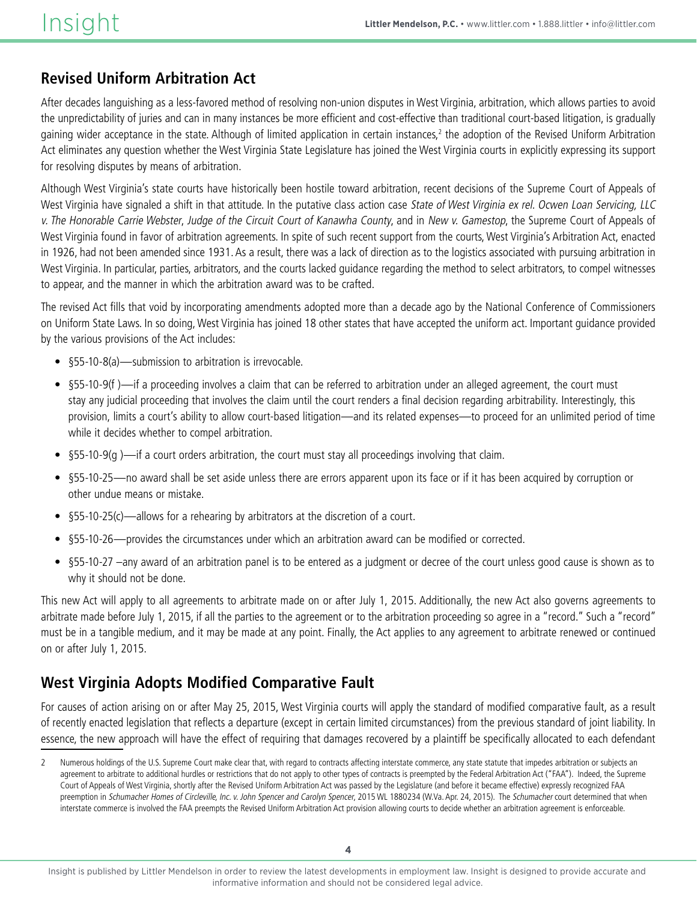## Revised Uniform Arbitration Act

After decades languishing as a less-favored method of resolving non-union disputes in West Virginia, arbitration, which allows parties to avoid the unpredictability of juries and can in many instances be more efficient and cost-effective than traditional court-based litigation, is gradually gaining wider acceptance in the state. Although of limited application in certain instances,[2] the adoption of the Revised Uniform Arbitration Act eliminates any question whether the West Virginia State Legislature has joined the West Virginia courts in explicitly expressing its support for resolving disputes by means of arbitration.

Although West Virginia's state courts have historically been hostile toward arbitration, recent decisions of the Supreme Court of Appeals of West Virginia have signaled a shift in that attitude. In the putative class action case *State of West Virginia ex rel. Ocwen Loan Servicing, LLC v. The Honorable Carrie Webster, Judge of the Circuit Court of Kanawha County*, and in *New v. Gamestop*, the Supreme Court of Appeals of West Virginia found in favor of arbitration agreements. In spite of such recent support from the courts, West Virginia's Arbitration Act, enacted in 1926, had not been amended since 1931. As a result, there was a lack of direction as to the logistics associated with pursuing arbitration in West Virginia. In particular, parties, arbitrators, and the courts lacked guidance regarding the method to select arbitrators, to compel witnesses to appear, and the manner in which the arbitration award was to be crafted.

The revised Act fills that void by incorporating amendments adopted more than a decade ago by the National Conference of Commissioners on Uniform State Laws. In so doing, West Virginia has joined 18 other states that have accepted the uniform act. Important guidance provided by the various provisions of the Act includes:

- §55-10-8(a)—submission to arbitration is irrevocable.
- §55-10-9(f )—if a proceeding involves a claim that can be referred to arbitration under an alleged agreement, the court must stay any judicial proceeding that involves the claim until the court renders a final decision regarding arbitrability. Interestingly, this provision, limits a court's ability to allow court-based litigation—and its related expenses—to proceed for an unlimited period of time while it decides whether to compel arbitration.
- §55-10-9(g )—if a court orders arbitration, the court must stay all proceedings involving that claim.
- §55-10-25—no award shall be set aside unless there are errors apparent upon its face or if it has been acquired by corruption or other undue means or mistake.
- §55-10-25(c)—allows for a rehearing by arbitrators at the discretion of a court.
- §55-10-26—provides the circumstances under which an arbitration award can be modified or corrected.
- §55-10-27 –any award of an arbitration panel is to be entered as a judgment or decree of the court unless good cause is shown as to why it should not be done.

This new Act will apply to all agreements to arbitrate made on or after July 1, 2015. Additionally, the new Act also governs agreements to arbitrate made before July 1, 2015, if all the parties to the agreement or to the arbitration proceeding so agree in a "record." Such a "record" must be in a tangible medium, and it may be made at any point. Finally, the Act applies to any agreement to arbitrate renewed or continued on or after July 1, 2015.

## West Virginia Adopts Modified Comparative Fault

For causes of action arising on or after May 25, 2015, West Virginia courts will apply the standard of modified comparative fault, as a result of recently enacted legislation that reflects a departure (except in certain limited circumstances) from the previous standard of joint liability. In essence, the new approach will have the effect of requiring that damages recovered by a plaintiff be specifically allocated to each defendant

---

2 Numerous holdings of the U.S. Supreme Court make clear that, with regard to contracts affecting interstate commerce, any state statute that impedes arbitration or subjects an agreement to arbitrate to additional hurdles or restrictions that do not apply to other types of contracts is preempted by the Federal Arbitration Act ("FAA"). Indeed, the Supreme Court of Appeals of West Virginia, shortly after the Revised Uniform Arbitration Act was passed by the Legislature (and before it became effective) expressly recognized FAA preemption in *Schumacher Homes of Circleville, Inc. v. John Spencer and Carolyn Spencer*, 2015 WL 1880234 (W.Va. Apr. 24, 2015). The *Schumacher* court determined that when interstate commerce is involved the FAA preempts the Revised Uniform Arbitration Act provision allowing courts to decide whether an arbitration agreement is enforceable.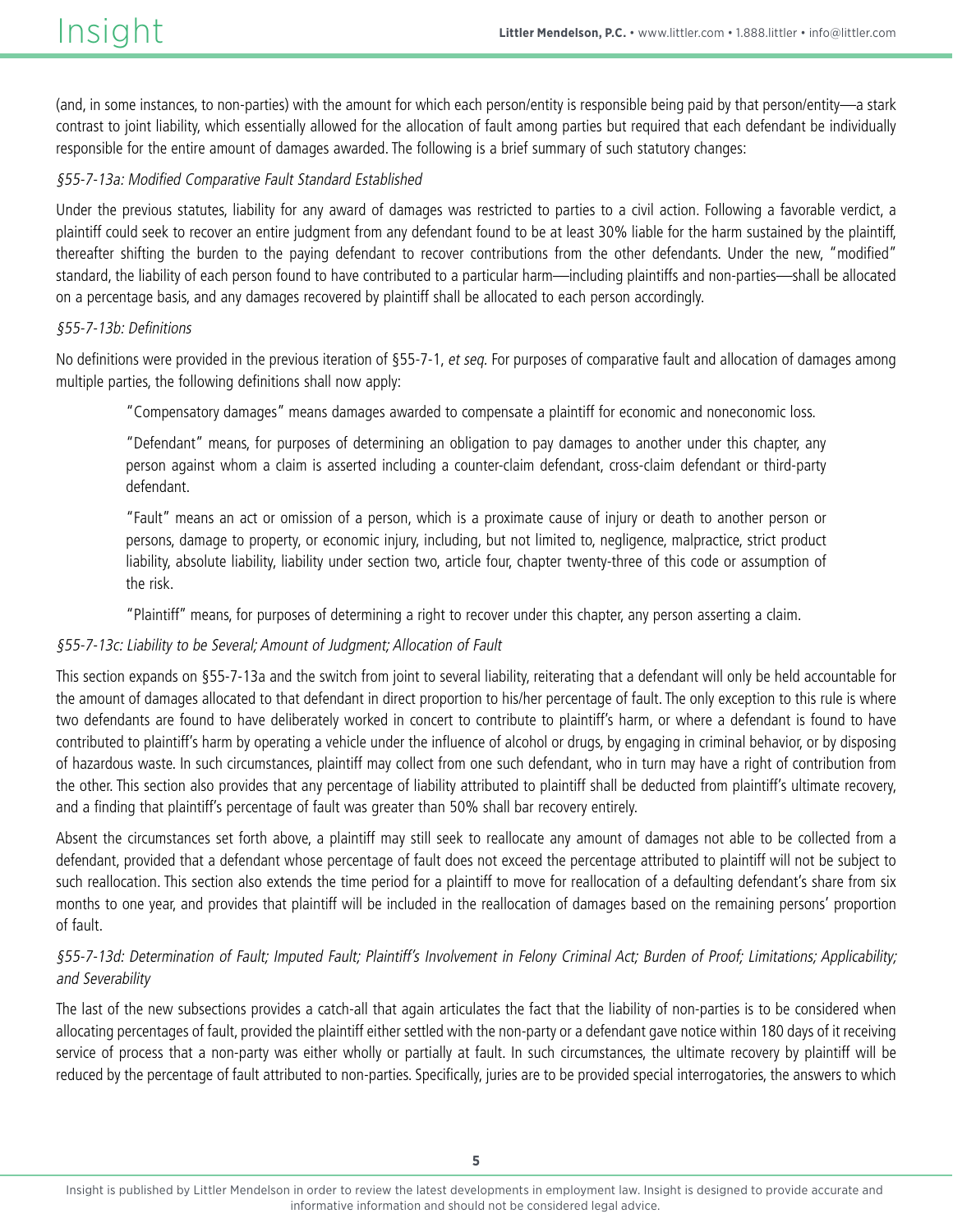(and, in some instances, to non-parties) with the amount for which each person/entity is responsible being paid by that person/entity—a stark contrast to joint liability, which essentially allowed for the allocation of fault among parties but required that each defendant be individually responsible for the entire amount of damages awarded. The following is a brief summary of such statutory changes:

*§55-7-13a: Modified Comparative Fault Standard Established*

Under the previous statutes, liability for any award of damages was restricted to parties to a civil action. Following a favorable verdict, a plaintiff could seek to recover an entire judgment from any defendant found to be at least 30% liable for the harm sustained by the plaintiff, thereafter shifting the burden to the paying defendant to recover contributions from the other defendants. Under the new, "modified" standard, the liability of each person found to have contributed to a particular harm—including plaintiffs and non-parties—shall be allocated on a percentage basis, and any damages recovered by plaintiff shall be allocated to each person accordingly.

*§55-7-13b: Definitions*

No definitions were provided in the previous iteration of §55-7-1, *et seq.* For purposes of comparative fault and allocation of damages among multiple parties, the following definitions shall now apply:

> "Compensatory damages" means damages awarded to compensate a plaintiff for economic and noneconomic loss.
>
> "Defendant" means, for purposes of determining an obligation to pay damages to another under this chapter, any person against whom a claim is asserted including a counter-claim defendant, cross-claim defendant or third-party defendant.
>
> "Fault" means an act or omission of a person, which is a proximate cause of injury or death to another person or persons, damage to property, or economic injury, including, but not limited to, negligence, malpractice, strict product liability, absolute liability, liability under section two, article four, chapter twenty-three of this code or assumption of the risk.
>
> "Plaintiff" means, for purposes of determining a right to recover under this chapter, any person asserting a claim.

*§55-7-13c: Liability to be Several; Amount of Judgment; Allocation of Fault*

This section expands on §55-7-13a and the switch from joint to several liability, reiterating that a defendant will only be held accountable for the amount of damages allocated to that defendant in direct proportion to his/her percentage of fault. The only exception to this rule is where two defendants are found to have deliberately worked in concert to contribute to plaintiff's harm, or where a defendant is found to have contributed to plaintiff's harm by operating a vehicle under the influence of alcohol or drugs, by engaging in criminal behavior, or by disposing of hazardous waste. In such circumstances, plaintiff may collect from one such defendant, who in turn may have a right of contribution from the other. This section also provides that any percentage of liability attributed to plaintiff shall be deducted from plaintiff's ultimate recovery, and a finding that plaintiff's percentage of fault was greater than 50% shall bar recovery entirely.

Absent the circumstances set forth above, a plaintiff may still seek to reallocate any amount of damages not able to be collected from a defendant, provided that a defendant whose percentage of fault does not exceed the percentage attributed to plaintiff will not be subject to such reallocation. This section also extends the time period for a plaintiff to move for reallocation of a defaulting defendant's share from six months to one year, and provides that plaintiff will be included in the reallocation of damages based on the remaining persons' proportion of fault.

*§55-7-13d: Determination of Fault; Imputed Fault; Plaintiff's Involvement in Felony Criminal Act; Burden of Proof; Limitations; Applicability; and Severability*

The last of the new subsections provides a catch-all that again articulates the fact that the liability of non-parties is to be considered when allocating percentages of fault, provided the plaintiff either settled with the non-party or a defendant gave notice within 180 days of it receiving service of process that a non-party was either wholly or partially at fault. In such circumstances, the ultimate recovery by plaintiff will be reduced by the percentage of fault attributed to non-parties. Specifically, juries are to be provided special interrogatories, the answers to which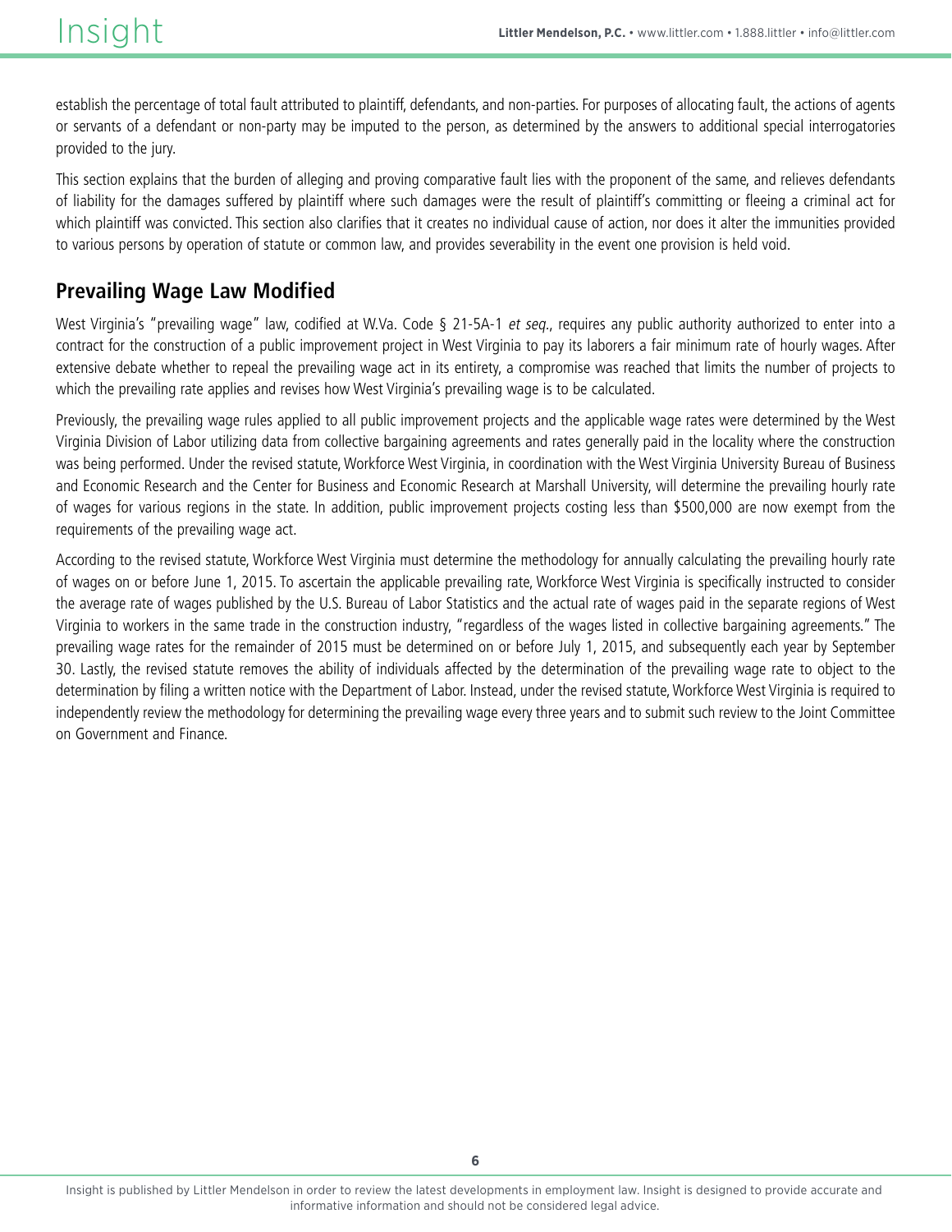establish the percentage of total fault attributed to plaintiff, defendants, and non-parties. For purposes of allocating fault, the actions of agents or servants of a defendant or non-party may be imputed to the person, as determined by the answers to additional special interrogatories provided to the jury.

This section explains that the burden of alleging and proving comparative fault lies with the proponent of the same, and relieves defendants of liability for the damages suffered by plaintiff where such damages were the result of plaintiff's committing or fleeing a criminal act for which plaintiff was convicted. This section also clarifies that it creates no individual cause of action, nor does it alter the immunities provided to various persons by operation of statute or common law, and provides severability in the event one provision is held void.

## Prevailing Wage Law Modified

West Virginia's "prevailing wage" law, codified at W.Va. Code § 21-5A-1 *et seq.*, requires any public authority authorized to enter into a contract for the construction of a public improvement project in West Virginia to pay its laborers a fair minimum rate of hourly wages. After extensive debate whether to repeal the prevailing wage act in its entirety, a compromise was reached that limits the number of projects to which the prevailing rate applies and revises how West Virginia's prevailing wage is to be calculated.

Previously, the prevailing wage rules applied to all public improvement projects and the applicable wage rates were determined by the West Virginia Division of Labor utilizing data from collective bargaining agreements and rates generally paid in the locality where the construction was being performed. Under the revised statute, Workforce West Virginia, in coordination with the West Virginia University Bureau of Business and Economic Research and the Center for Business and Economic Research at Marshall University, will determine the prevailing hourly rate of wages for various regions in the state. In addition, public improvement projects costing less than $500,000 are now exempt from the requirements of the prevailing wage act.

According to the revised statute, Workforce West Virginia must determine the methodology for annually calculating the prevailing hourly rate of wages on or before June 1, 2015. To ascertain the applicable prevailing rate, Workforce West Virginia is specifically instructed to consider the average rate of wages published by the U.S. Bureau of Labor Statistics and the actual rate of wages paid in the separate regions of West Virginia to workers in the same trade in the construction industry, "regardless of the wages listed in collective bargaining agreements." The prevailing wage rates for the remainder of 2015 must be determined on or before July 1, 2015, and subsequently each year by September 30. Lastly, the revised statute removes the ability of individuals affected by the determination of the prevailing wage rate to object to the determination by filing a written notice with the Department of Labor. Instead, under the revised statute, Workforce West Virginia is required to independently review the methodology for determining the prevailing wage every three years and to submit such review to the Joint Committee on Government and Finance.

Insight is published by Littler Mendelson in order to review the latest developments in employment law. Insight is designed to provide accurate and informative information and should not be considered legal advice.